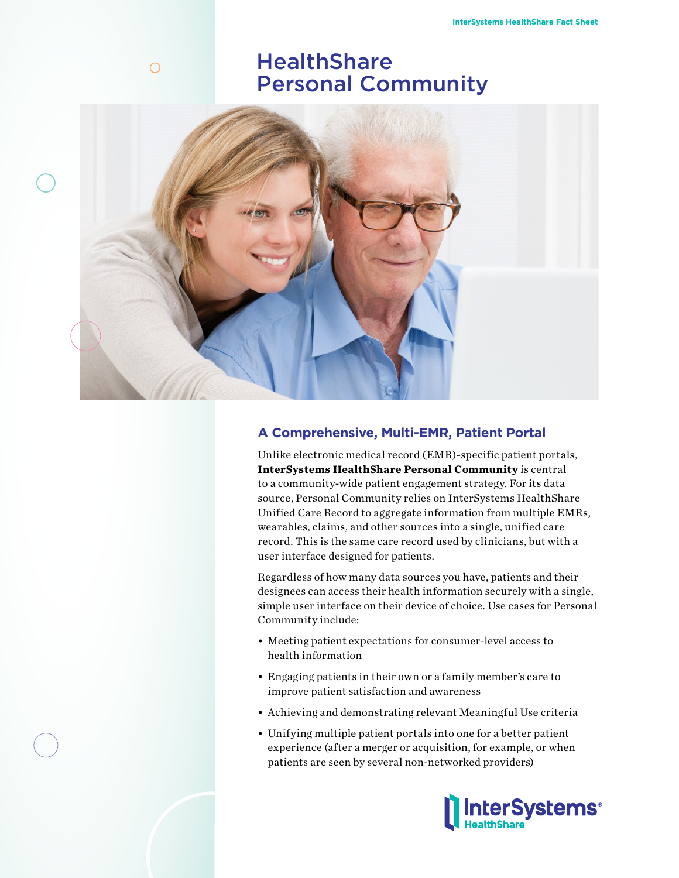# HealthShare Personal Community

## A Comprehensive, Multi-EMR, Patient Portal

Unlike electronic medical record (EMR)-specific patient portals, **InterSystems HealthShare Personal Community** is central to a community-wide patient engagement strategy. For its data source, Personal Community relies on InterSystems HealthShare Unified Care Record to aggregate information from multiple EMRs, wearables, claims, and other sources into a single, unified care record. This is the same care record used by clinicians, but with a user interface designed for patients.

Regardless of how many data sources you have, patients and their designees can access their health information securely with a single, simple user interface on their device of choice. Use cases for Personal Community include:

- Meeting patient expectations for consumer-level access to health information
- Engaging patients in their own or a family member's care to improve patient satisfaction and awareness
- Achieving and demonstrating relevant Meaningful Use criteria
- Unifying multiple patient portals into one for a better patient experience (after a merger or acquisition, for example, or when patients are seen by several non-networked providers)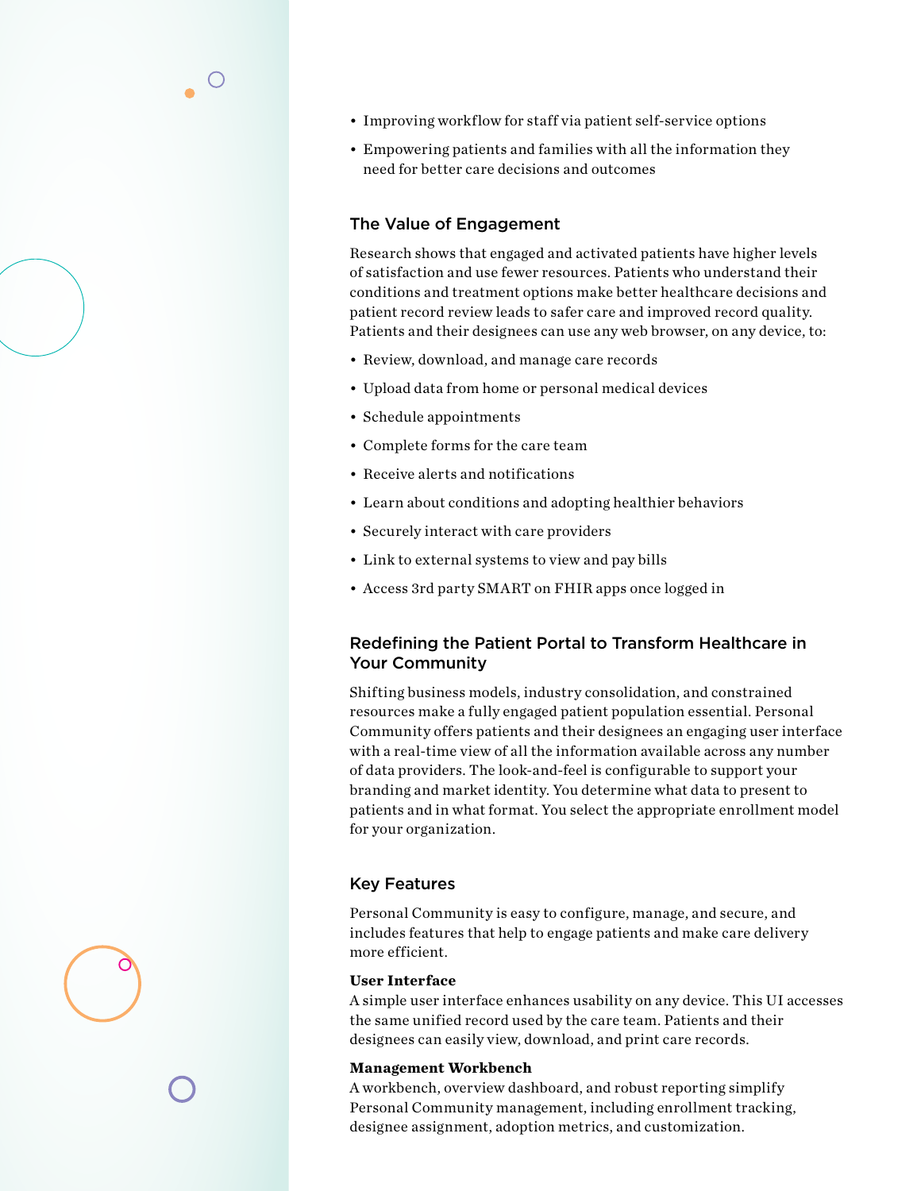- Improving workflow for staff via patient self-service options
- Empowering patients and families with all the information they need for better care decisions and outcomes

## The Value of Engagement

Research shows that engaged and activated patients have higher levels of satisfaction and use fewer resources. Patients who understand their conditions and treatment options make better healthcare decisions and patient record review leads to safer care and improved record quality. Patients and their designees can use any web browser, on any device, to:

- Review, download, and manage care records
- Upload data from home or personal medical devices
- Schedule appointments
- Complete forms for the care team
- Receive alerts and notifications
- Learn about conditions and adopting healthier behaviors
- Securely interact with care providers
- Link to external systems to view and pay bills
- Access 3rd party SMART on FHIR apps once logged in

## Redefining the Patient Portal to Transform Healthcare in Your Community

Shifting business models, industry consolidation, and constrained resources make a fully engaged patient population essential. Personal Community offers patients and their designees an engaging user interface with a real-time view of all the information available across any number of data providers. The look-and-feel is configurable to support your branding and market identity. You determine what data to present to patients and in what format. You select the appropriate enrollment model for your organization.

## Key Features

Personal Community is easy to configure, manage, and secure, and includes features that help to engage patients and make care delivery more efficient.

**User Interface**
A simple user interface enhances usability on any device. This UI accesses the same unified record used by the care team. Patients and their designees can easily view, download, and print care records.

**Management Workbench**
A workbench, overview dashboard, and robust reporting simplify Personal Community management, including enrollment tracking, designee assignment, adoption metrics, and customization.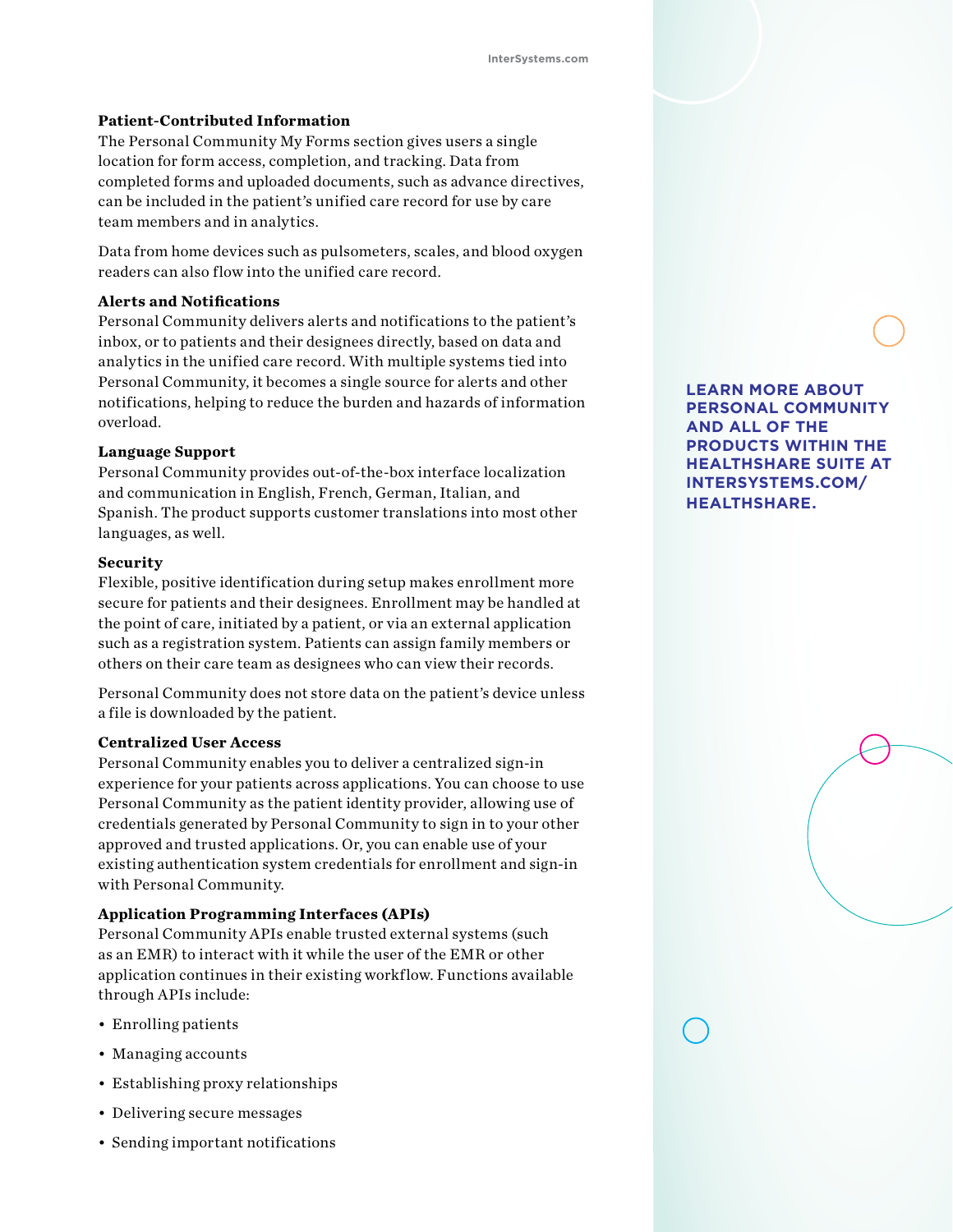### Patient-Contributed Information

The Personal Community My Forms section gives users a single location for form access, completion, and tracking. Data from completed forms and uploaded documents, such as advance directives, can be included in the patient's unified care record for use by care team members and in analytics.

Data from home devices such as pulsometers, scales, and blood oxygen readers can also flow into the unified care record.

### Alerts and Notifications

Personal Community delivers alerts and notifications to the patient's inbox, or to patients and their designees directly, based on data and analytics in the unified care record. With multiple systems tied into Personal Community, it becomes a single source for alerts and other notifications, helping to reduce the burden and hazards of information overload.

### Language Support

Personal Community provides out-of-the-box interface localization and communication in English, French, German, Italian, and Spanish. The product supports customer translations into most other languages, as well.

### Security

Flexible, positive identification during setup makes enrollment more secure for patients and their designees. Enrollment may be handled at the point of care, initiated by a patient, or via an external application such as a registration system. Patients can assign family members or others on their care team as designees who can view their records.

Personal Community does not store data on the patient's device unless a file is downloaded by the patient.

### Centralized User Access

Personal Community enables you to deliver a centralized sign-in experience for your patients across applications. You can choose to use Personal Community as the patient identity provider, allowing use of credentials generated by Personal Community to sign in to your other approved and trusted applications. Or, you can enable use of your existing authentication system credentials for enrollment and sign-in with Personal Community.

### Application Programming Interfaces (APIs)

Personal Community APIs enable trusted external systems (such as an EMR) to interact with it while the user of the EMR or other application continues in their existing workflow. Functions available through APIs include:

- Enrolling patients
- Managing accounts
- Establishing proxy relationships
- Delivering secure messages
- Sending important notifications

**LEARN MORE ABOUT PERSONAL COMMUNITY AND ALL OF THE PRODUCTS WITHIN THE HEALTHSHARE SUITE AT INTERSYSTEMS.COM/HEALTHSHARE.**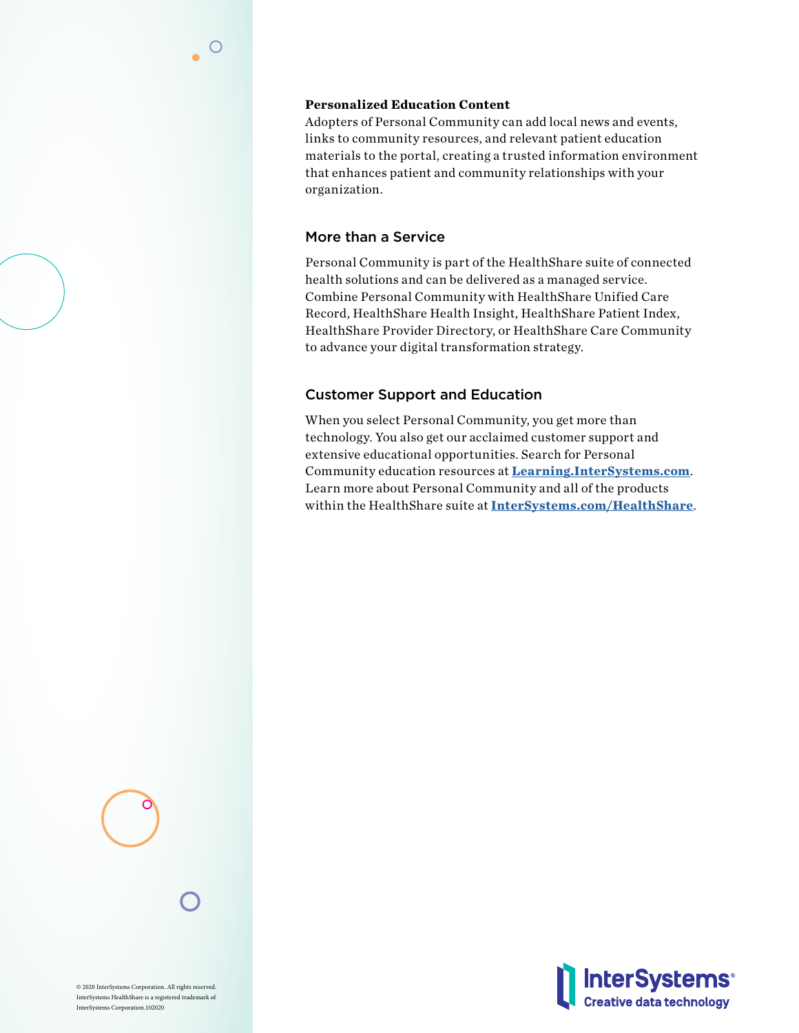**Personalized Education Content**

Adopters of Personal Community can add local news and events, links to community resources, and relevant patient education materials to the portal, creating a trusted information environment that enhances patient and community relationships with your organization.

## More than a Service

Personal Community is part of the HealthShare suite of connected health solutions and can be delivered as a managed service. Combine Personal Community with HealthShare Unified Care Record, HealthShare Health Insight, HealthShare Patient Index, HealthShare Provider Directory, or HealthShare Care Community to advance your digital transformation strategy.

## Customer Support and Education

When you select Personal Community, you get more than technology. You also get our acclaimed customer support and extensive educational opportunities. Search for Personal Community education resources at **Learning.InterSystems.com**. Learn more about Personal Community and all of the products within the HealthShare suite at **InterSystems.com/HealthShare**.

© 2020 InterSystems Corporation. All rights reserved. InterSystems HealthShare is a registered trademark of InterSystems Corporation.102020

InterSystems® Creative data technology